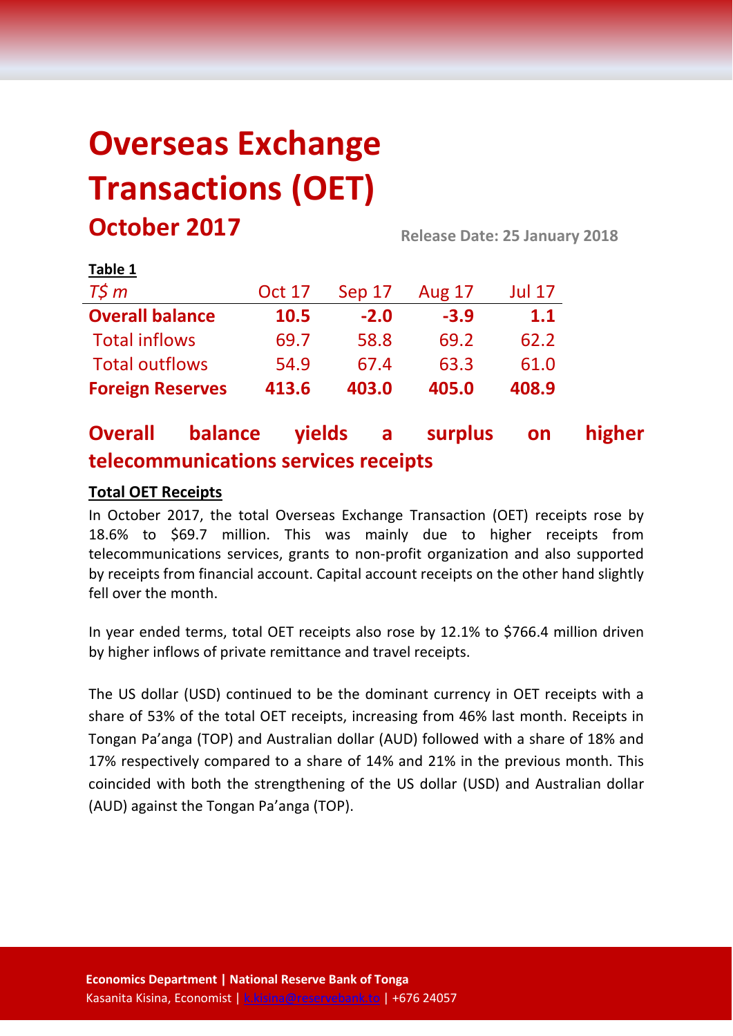# Overseas Exchange Transactions (OET)

## October 2017

**Release Date: 25 January 2018**

**Table 1**

| *T$ m* | Oct 17 | Sep 17 | Aug 17 | Jul 17 |
|---|---|---|---|---|
| **Overall balance** | **10.5** | **-2.0** | **-3.9** | **1.1** |
| Total inflows | 69.7 | 58.8 | 69.2 | 62.2 |
| Total outflows | 54.9 | 67.4 | 63.3 | 61.0 |
| **Foreign Reserves** | **413.6** | **403.0** | **405.0** | **408.9** |

## Overall balance yields a surplus on higher telecommunications services receipts

**Total OET Receipts**

In October 2017, the total Overseas Exchange Transaction (OET) receipts rose by 18.6% to $69.7 million. This was mainly due to higher receipts from telecommunications services, grants to non-profit organization and also supported by receipts from financial account. Capital account receipts on the other hand slightly fell over the month.

In year ended terms, total OET receipts also rose by 12.1% to $766.4 million driven by higher inflows of private remittance and travel receipts.

The US dollar (USD) continued to be the dominant currency in OET receipts with a share of 53% of the total OET receipts, increasing from 46% last month. Receipts in Tongan Pa'anga (TOP) and Australian dollar (AUD) followed with a share of 18% and 17% respectively compared to a share of 14% and 21% in the previous month. This coincided with both the strengthening of the US dollar (USD) and Australian dollar (AUD) against the Tongan Pa'anga (TOP).

**Economics Department | National Reserve Bank of Tonga**
Kasanita Kisina, Economist | k.kisina@reservebank.to | +676 24057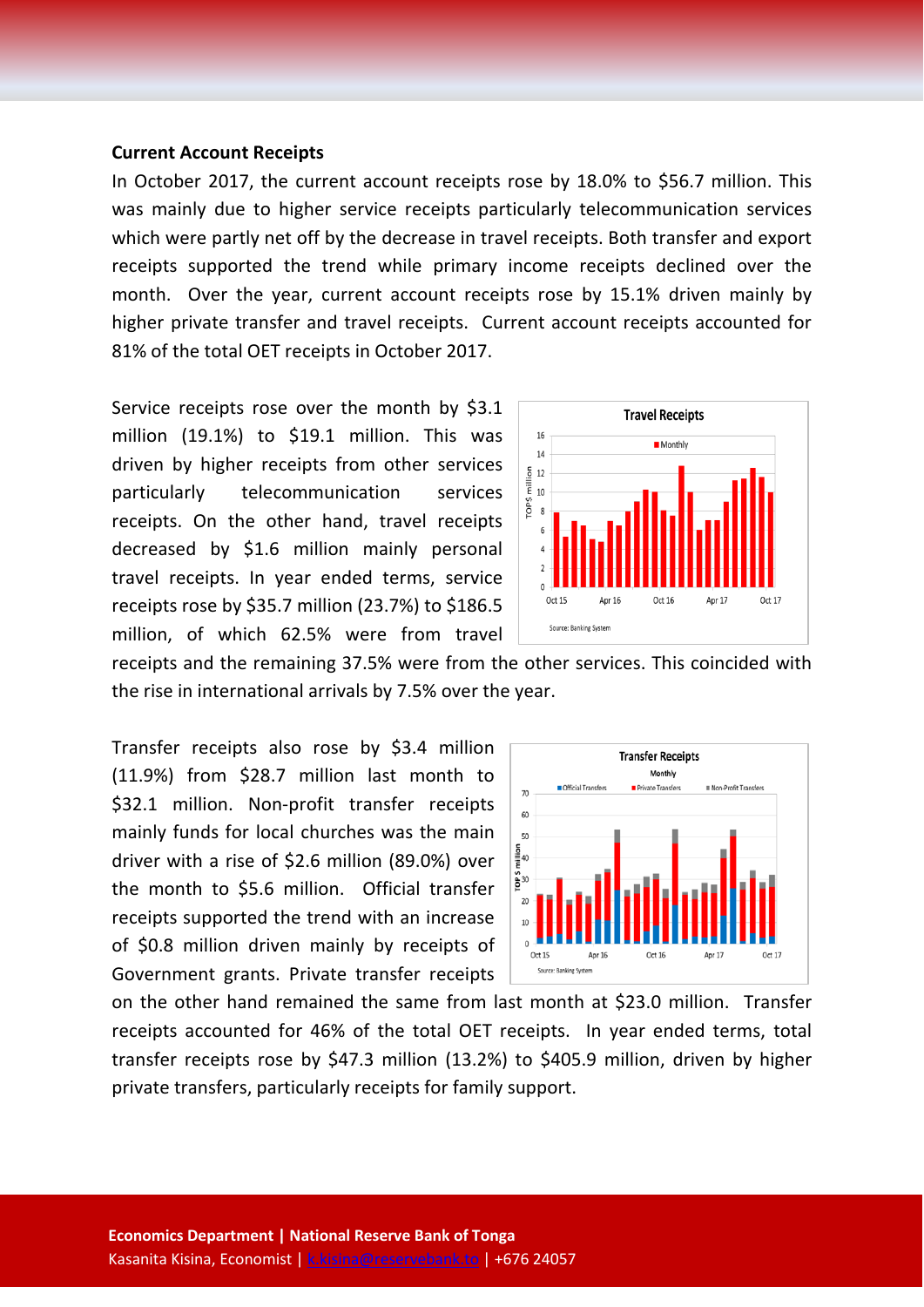### Current Account Receipts

In October 2017, the current account receipts rose by 18.0% to $56.7 million. This was mainly due to higher service receipts particularly telecommunication services which were partly net off by the decrease in travel receipts. Both transfer and export receipts supported the trend while primary income receipts declined over the month. Over the year, current account receipts rose by 15.1% driven mainly by higher private transfer and travel receipts. Current account receipts accounted for 81% of the total OET receipts in October 2017.

Service receipts rose over the month by $3.1 million (19.1%) to $19.1 million. This was driven by higher receipts from other services particularly telecommunication services receipts. On the other hand, travel receipts decreased by $1.6 million mainly personal travel receipts. In year ended terms, service receipts rose by $35.7 million (23.7%) to $186.5 million, of which 62.5% were from travel receipts and the remaining 37.5% were from the other services. This coincided with the rise in international arrivals by 7.5% over the year.

Transfer receipts also rose by $3.4 million (11.9%) from $28.7 million last month to $32.1 million. Non-profit transfer receipts mainly funds for local churches was the main driver with a rise of $2.6 million (89.0%) over the month to $5.6 million. Official transfer receipts supported the trend with an increase of $0.8 million driven mainly by receipts of Government grants. Private transfer receipts on the other hand remained the same from last month at $23.0 million. Transfer receipts accounted for 46% of the total OET receipts. In year ended terms, total transfer receipts rose by $47.3 million (13.2%) to $405.9 million, driven by higher private transfers, particularly receipts for family support.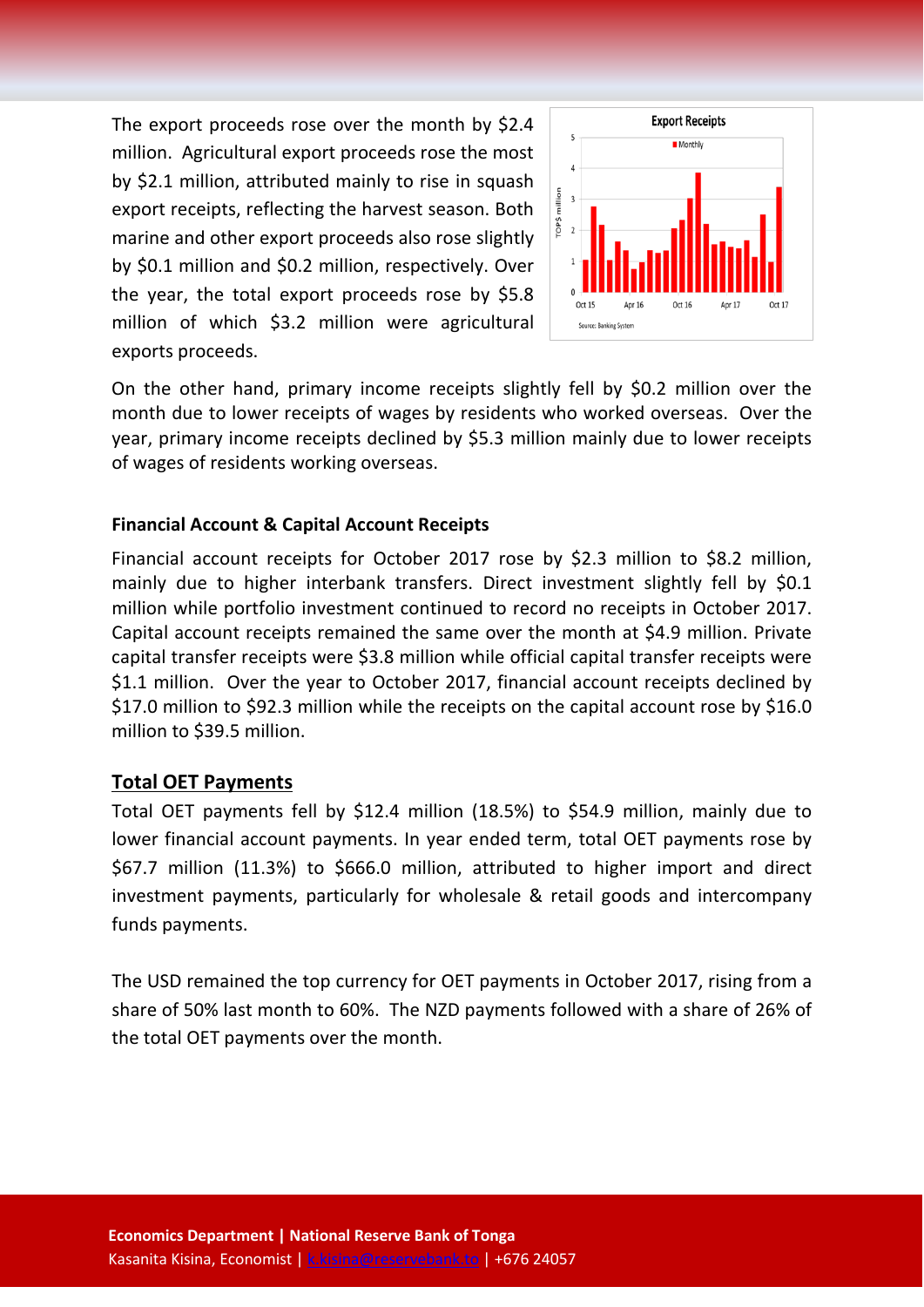The export proceeds rose over the month by $2.4 million. Agricultural export proceeds rose the most by $2.1 million, attributed mainly to rise in squash export receipts, reflecting the harvest season. Both marine and other export proceeds also rose slightly by $0.1 million and $0.2 million, respectively. Over the year, the total export proceeds rose by $5.8 million of which $3.2 million were agricultural exports proceeds.

On the other hand, primary income receipts slightly fell by $0.2 million over the month due to lower receipts of wages by residents who worked overseas. Over the year, primary income receipts declined by $5.3 million mainly due to lower receipts of wages of residents working overseas.

**Financial Account & Capital Account Receipts**

Financial account receipts for October 2017 rose by $2.3 million to $8.2 million, mainly due to higher interbank transfers. Direct investment slightly fell by $0.1 million while portfolio investment continued to record no receipts in October 2017. Capital account receipts remained the same over the month at $4.9 million. Private capital transfer receipts were $3.8 million while official capital transfer receipts were $1.1 million. Over the year to October 2017, financial account receipts declined by $17.0 million to $92.3 million while the receipts on the capital account rose by $16.0 million to $39.5 million.

## Total OET Payments

Total OET payments fell by $12.4 million (18.5%) to $54.9 million, mainly due to lower financial account payments. In year ended term, total OET payments rose by $67.7 million (11.3%) to $666.0 million, attributed to higher import and direct investment payments, particularly for wholesale & retail goods and intercompany funds payments.

The USD remained the top currency for OET payments in October 2017, rising from a share of 50% last month to 60%. The NZD payments followed with a share of 26% of the total OET payments over the month.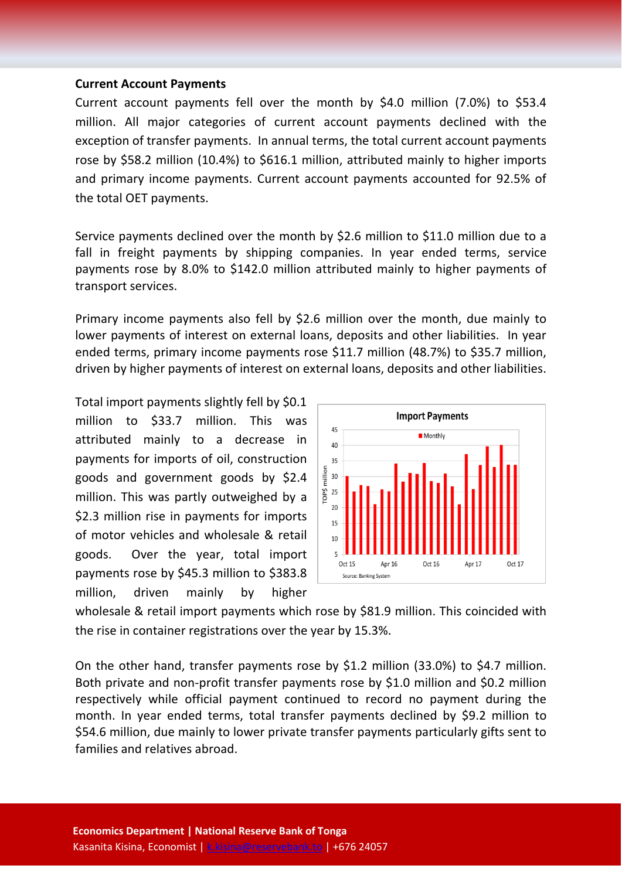**Current Account Payments**

Current account payments fell over the month by $4.0 million (7.0%) to $53.4 million. All major categories of current account payments declined with the exception of transfer payments. In annual terms, the total current account payments rose by $58.2 million (10.4%) to $616.1 million, attributed mainly to higher imports and primary income payments. Current account payments accounted for 92.5% of the total OET payments.

Service payments declined over the month by $2.6 million to $11.0 million due to a fall in freight payments by shipping companies. In year ended terms, service payments rose by 8.0% to $142.0 million attributed mainly to higher payments of transport services.

Primary income payments also fell by $2.6 million over the month, due mainly to lower payments of interest on external loans, deposits and other liabilities. In year ended terms, primary income payments rose $11.7 million (48.7%) to $35.7 million, driven by higher payments of interest on external loans, deposits and other liabilities.

Total import payments slightly fell by $0.1 million to $33.7 million. This was attributed mainly to a decrease in payments for imports of oil, construction goods and government goods by $2.4 million. This was partly outweighed by a $2.3 million rise in payments for imports of motor vehicles and wholesale & retail goods. Over the year, total import payments rose by $45.3 million to $383.8 million, driven mainly by higher wholesale & retail import payments which rose by $81.9 million. This coincided with the rise in container registrations over the year by 15.3%.

On the other hand, transfer payments rose by $1.2 million (33.0%) to $4.7 million. Both private and non-profit transfer payments rose by $1.0 million and $0.2 million respectively while official payment continued to record no payment during the month. In year ended terms, total transfer payments declined by $9.2 million to $54.6 million, due mainly to lower private transfer payments particularly gifts sent to families and relatives abroad.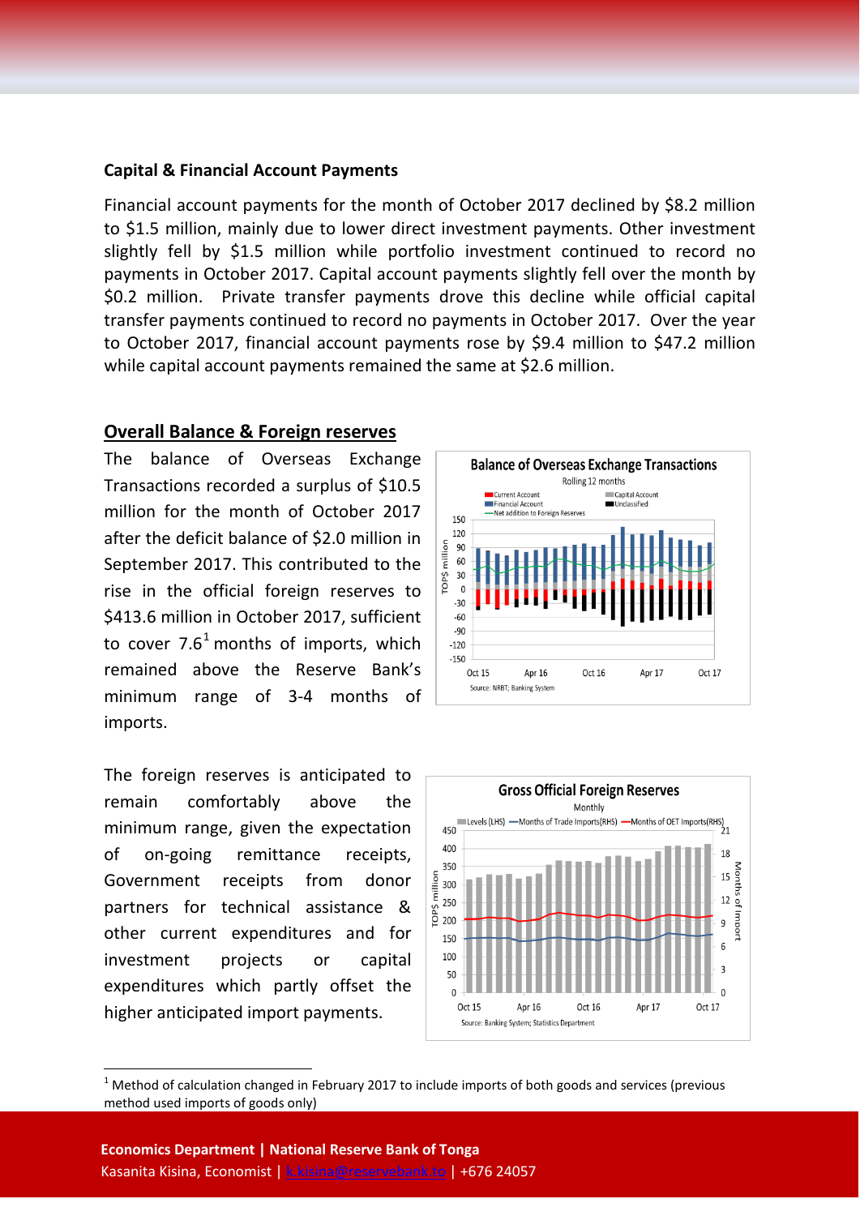**Capital & Financial Account Payments**

Financial account payments for the month of October 2017 declined by $8.2 million to $1.5 million, mainly due to lower direct investment payments. Other investment slightly fell by $1.5 million while portfolio investment continued to record no payments in October 2017. Capital account payments slightly fell over the month by $0.2 million. Private transfer payments drove this decline while official capital transfer payments continued to record no payments in October 2017. Over the year to October 2017, financial account payments rose by $9.4 million to $47.2 million while capital account payments remained the same at $2.6 million.

## Overall Balance & Foreign reserves

The balance of Overseas Exchange Transactions recorded a surplus of $10.5 million for the month of October 2017 after the deficit balance of $2.0 million in September 2017. This contributed to the rise in the official foreign reserves to $413.6 million in October 2017, sufficient to cover 7.6[1] months of imports, which remained above the Reserve Bank's minimum range of 3-4 months of imports.

The foreign reserves is anticipated to remain comfortably above the minimum range, given the expectation of on-going remittance receipts, Government receipts from donor partners for technical assistance & other current expenditures and for investment projects or capital expenditures which partly offset the higher anticipated import payments.

[1] Method of calculation changed in February 2017 to include imports of both goods and services (previous method used imports of goods only)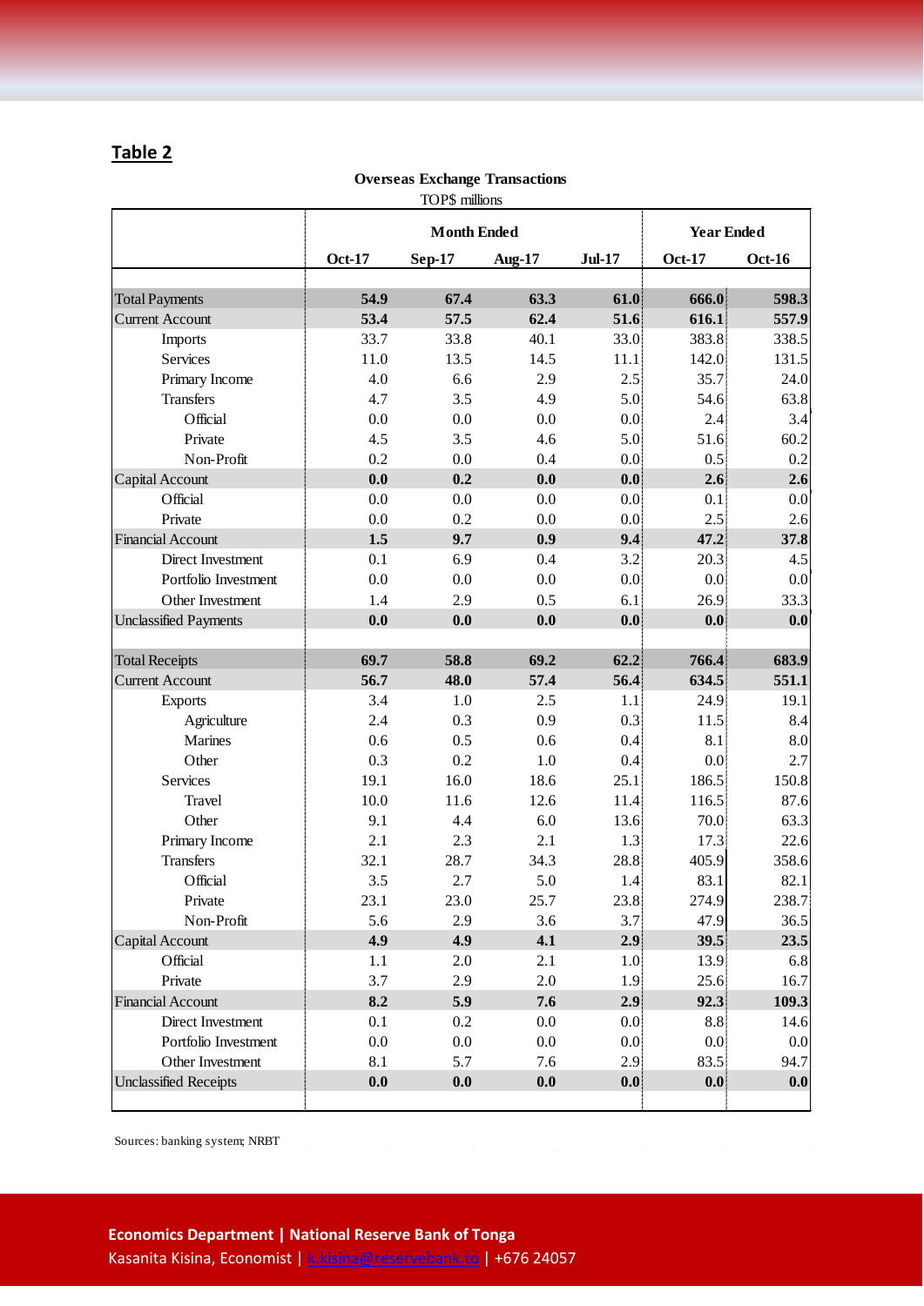## Table 2

**Overseas Exchange Transactions**

TOP$ millions

| | Month Ended | | | | Year Ended | |
|---|---|---|---|---|---|---|
| | **Oct-17** | **Sep-17** | **Aug-17** | **Jul-17** | **Oct-17** | **Oct-16** |
| Total Payments | **54.9** | **67.4** | **63.3** | **61.0** | **666.0** | **598.3** |
| Current Account | **53.4** | **57.5** | **62.4** | **51.6** | **616.1** | **557.9** |
| Imports | 33.7 | 33.8 | 40.1 | 33.0 | 383.8 | 338.5 |
| Services | 11.0 | 13.5 | 14.5 | 11.1 | 142.0 | 131.5 |
| Primary Income | 4.0 | 6.6 | 2.9 | 2.5 | 35.7 | 24.0 |
| Transfers | 4.7 | 3.5 | 4.9 | 5.0 | 54.6 | 63.8 |
| Official | 0.0 | 0.0 | 0.0 | 0.0 | 2.4 | 3.4 |
| Private | 4.5 | 3.5 | 4.6 | 5.0 | 51.6 | 60.2 |
| Non-Profit | 0.2 | 0.0 | 0.4 | 0.0 | 0.5 | 0.2 |
| Capital Account | **0.0** | **0.2** | **0.0** | **0.0** | **2.6** | **2.6** |
| Official | 0.0 | 0.0 | 0.0 | 0.0 | 0.1 | 0.0 |
| Private | 0.0 | 0.2 | 0.0 | 0.0 | 2.5 | 2.6 |
| Financial Account | **1.5** | **9.7** | **0.9** | **9.4** | **47.2** | **37.8** |
| Direct Investment | 0.1 | 6.9 | 0.4 | 3.2 | 20.3 | 4.5 |
| Portfolio Investment | 0.0 | 0.0 | 0.0 | 0.0 | 0.0 | 0.0 |
| Other Investment | 1.4 | 2.9 | 0.5 | 6.1 | 26.9 | 33.3 |
| Unclassified Payments | **0.0** | **0.0** | **0.0** | **0.0** | **0.0** | **0.0** |
| Total Receipts | **69.7** | **58.8** | **69.2** | **62.2** | **766.4** | **683.9** |
| Current Account | **56.7** | **48.0** | **57.4** | **56.4** | **634.5** | **551.1** |
| Exports | 3.4 | 1.0 | 2.5 | 1.1 | 24.9 | 19.1 |
| Agriculture | 2.4 | 0.3 | 0.9 | 0.3 | 11.5 | 8.4 |
| Marines | 0.6 | 0.5 | 0.6 | 0.4 | 8.1 | 8.0 |
| Other | 0.3 | 0.2 | 1.0 | 0.4 | 0.0 | 2.7 |
| Services | 19.1 | 16.0 | 18.6 | 25.1 | 186.5 | 150.8 |
| Travel | 10.0 | 11.6 | 12.6 | 11.4 | 116.5 | 87.6 |
| Other | 9.1 | 4.4 | 6.0 | 13.6 | 70.0 | 63.3 |
| Primary Income | 2.1 | 2.3 | 2.1 | 1.3 | 17.3 | 22.6 |
| Transfers | 32.1 | 28.7 | 34.3 | 28.8 | 405.9 | 358.6 |
| Official | 3.5 | 2.7 | 5.0 | 1.4 | 83.1 | 82.1 |
| Private | 23.1 | 23.0 | 25.7 | 23.8 | 274.9 | 238.7 |
| Non-Profit | 5.6 | 2.9 | 3.6 | 3.7 | 47.9 | 36.5 |
| Capital Account | **4.9** | **4.9** | **4.1** | **2.9** | **39.5** | **23.5** |
| Official | 1.1 | 2.0 | 2.1 | 1.0 | 13.9 | 6.8 |
| Private | 3.7 | 2.9 | 2.0 | 1.9 | 25.6 | 16.7 |
| Financial Account | **8.2** | **5.9** | **7.6** | **2.9** | **92.3** | **109.3** |
| Direct Investment | 0.1 | 0.2 | 0.0 | 0.0 | 8.8 | 14.6 |
| Portfolio Investment | 0.0 | 0.0 | 0.0 | 0.0 | 0.0 | 0.0 |
| Other Investment | 8.1 | 5.7 | 7.6 | 2.9 | 83.5 | 94.7 |
| Unclassified Receipts | **0.0** | **0.0** | **0.0** | **0.0** | **0.0** | **0.0** |

Sources: banking system; NRBT

**Economics Department | National Reserve Bank of Tonga**

Kasanita Kisina, Economist | k.kisina@reservebank.to | +676 24057